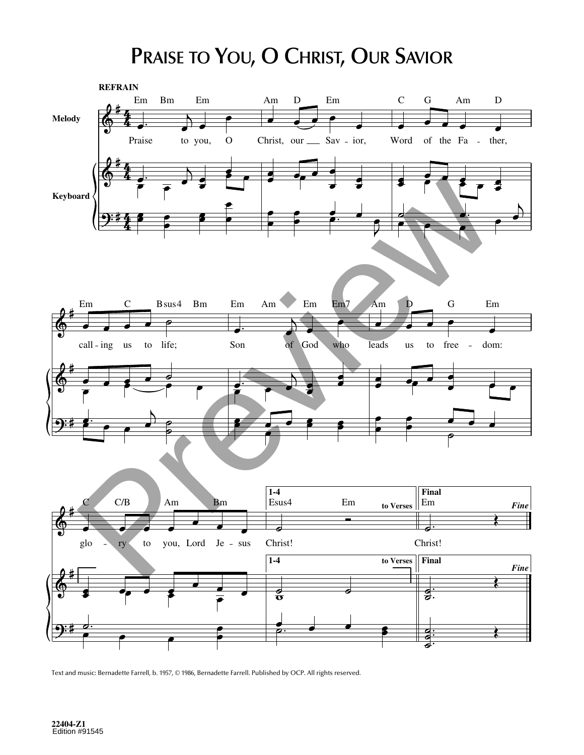# Praise to You, O Christ, Our Savior

**REFRAIN**

Praise to you, O Christ, our Savior, Word of the Father, calling us to life; Son of God who leads us to freedom: glory to you, Lord Jesus Christ!

Text and music: Bernadette Farrell, b. 1957, © 1986, Bernadette Farrell. Published by OCP. All rights reserved.

22404-Z1
Edition #91545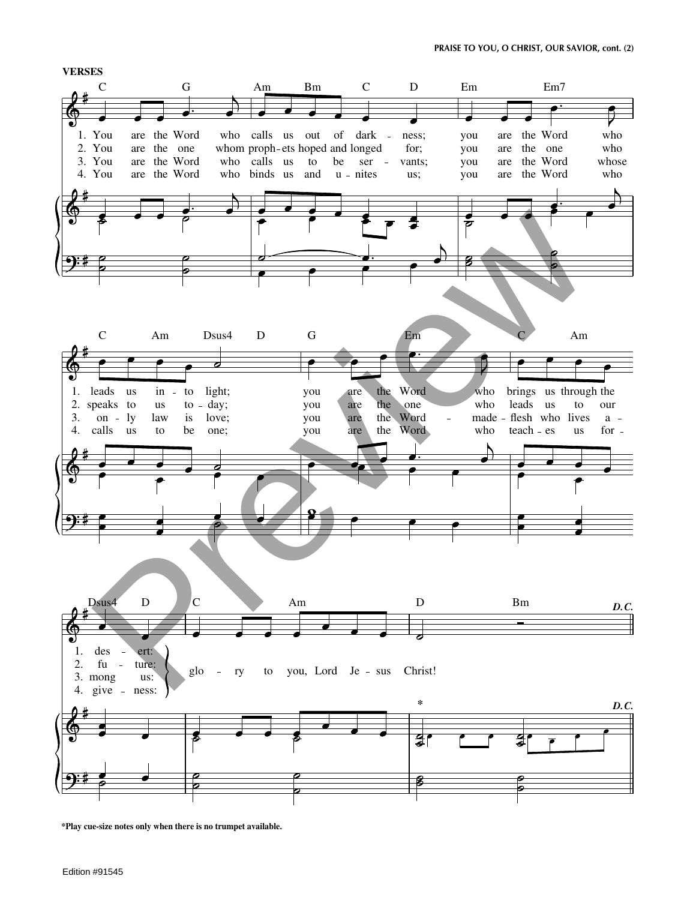**VERSES**

C G Am Bm C D Em Em7

1. You are the Word who calls us out of dark - ness; you are the Word who
2. You are the one whom proph - ets hoped and longed for; you are the one who
3. You are the Word who calls us to be ser - vants; you are the Word whose
4. You are the Word who binds us and u - nites us; you are the Word who

C Am Dsus4 D G Em C Am

1. leads us in - to light; you are the Word who brings us through the
2. speaks to us to - day; you are the one who leads us to our
3. on - ly law is love; you are the Word - made - flesh who lives a -
4. calls us to be one; you are the Word who teach - es us for -

Dsus4 D C Am D Bm *D.C.*

1. des - ert:
2. fu - ture:
3. mong us:
4. give - ness:

glo - ry to you, Lord Je - sus Christ!

*Play cue-size notes only when there is no trumpet available.

Edition #91545